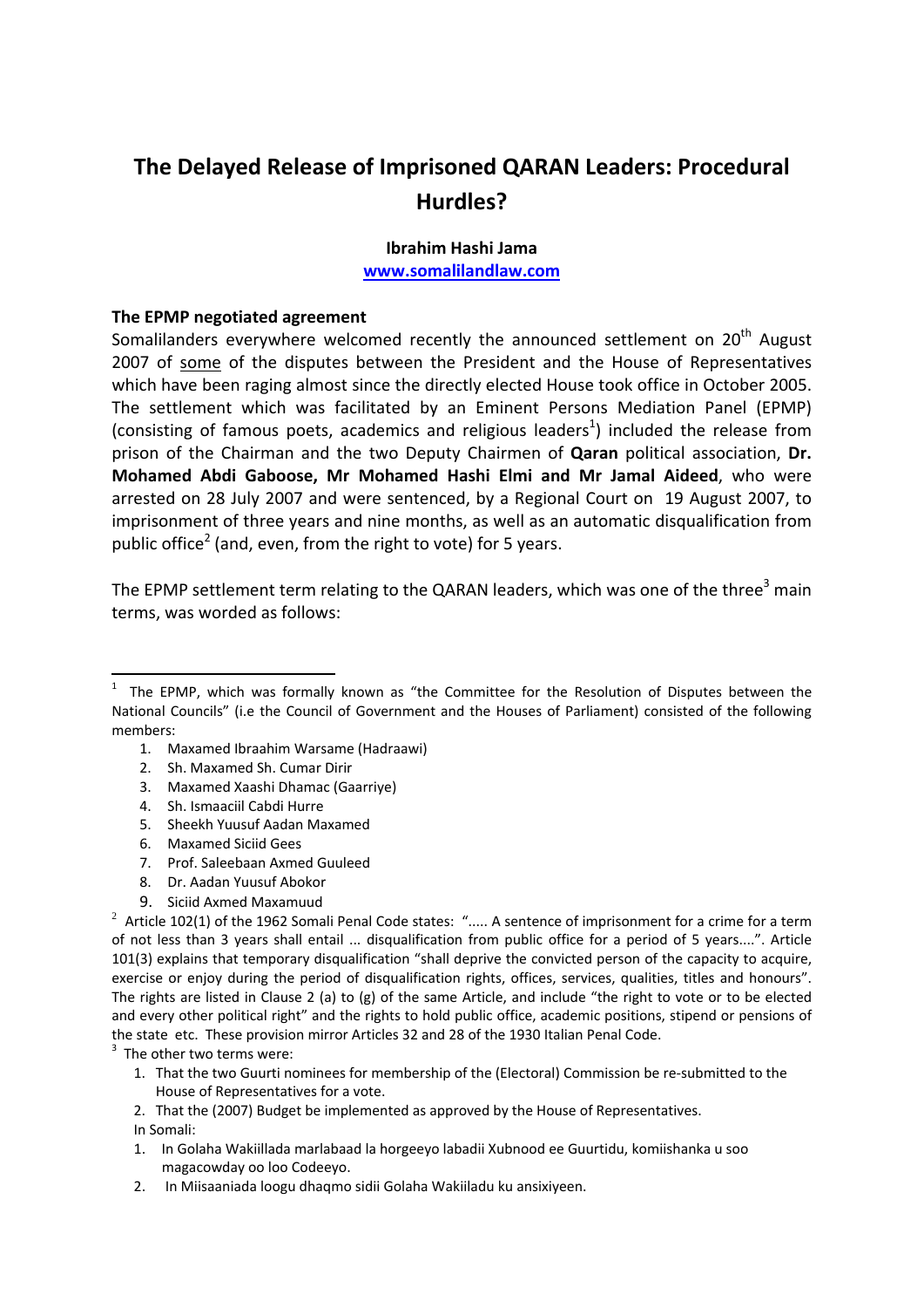# The Delayed Release of Imprisoned QARAN Leaders: Procedural Hurdles?

**Ibrahim Hashi Jama**

**www.somalilandlaw.com**

### The EPMP negotiated agreement

Somalilanders everywhere welcomed recently the announced settlement on 20th August 2007 of some of the disputes between the President and the House of Representatives which have been raging almost since the directly elected House took office in October 2005. The settlement which was facilitated by an Eminent Persons Mediation Panel (EPMP) (consisting of famous poets, academics and religious leaders[1]) included the release from prison of the Chairman and the two Deputy Chairmen of **Qaran** political association, **Dr. Mohamed Abdi Gaboose, Mr Mohamed Hashi Elmi and Mr Jamal Aideed**, who were arrested on 28 July 2007 and were sentenced, by a Regional Court on 19 August 2007, to imprisonment of three years and nine months, as well as an automatic disqualification from public office[2] (and, even, from the right to vote) for 5 years.

The EPMP settlement term relating to the QARAN leaders, which was one of the three[3] main terms, was worded as follows:

---

[1] The EPMP, which was formally known as "the Committee for the Resolution of Disputes between the National Councils" (i.e the Council of Government and the Houses of Parliament) consisted of the following members:

1. Maxamed Ibraahim Warsame (Hadraawi)
2. Sh. Maxamed Sh. Cumar Dirir
3. Maxamed Xaashi Dhamac (Gaarriye)
4. Sh. Ismaaciil Cabdi Hurre
5. Sheekh Yuusuf Aadan Maxamed
6. Maxamed Siciid Gees
7. Prof. Saleebaan Axmed Guuleed
8. Dr. Aadan Yuusuf Abokor
9. Siciid Axmed Maxamuud

[2] Article 102(1) of the 1962 Somali Penal Code states: "..... A sentence of imprisonment for a crime for a term of not less than 3 years shall entail ... disqualification from public office for a period of 5 years....". Article 101(3) explains that temporary disqualification "shall deprive the convicted person of the capacity to acquire, exercise or enjoy during the period of disqualification rights, offices, services, qualities, titles and honours". The rights are listed in Clause 2 (a) to (g) of the same Article, and include "the right to vote or to be elected and every other political right" and the rights to hold public office, academic positions, stipend or pensions of the state etc. These provision mirror Articles 32 and 28 of the 1930 Italian Penal Code.

[3] The other two terms were:

1. That the two Guurti nominees for membership of the (Electoral) Commission be re-submitted to the House of Representatives for a vote.
2. That the (2007) Budget be implemented as approved by the House of Representatives.

In Somali:

1. In Golaha Wakiillada marlabaad la horgeeyo labadii Xubnood ee Guurtidu, komiishanka u soo magacowday oo loo Codeeyo.
2. In Miisaaniada loogu dhaqmo sidii Golaha Wakiiladu ku ansixiyeen.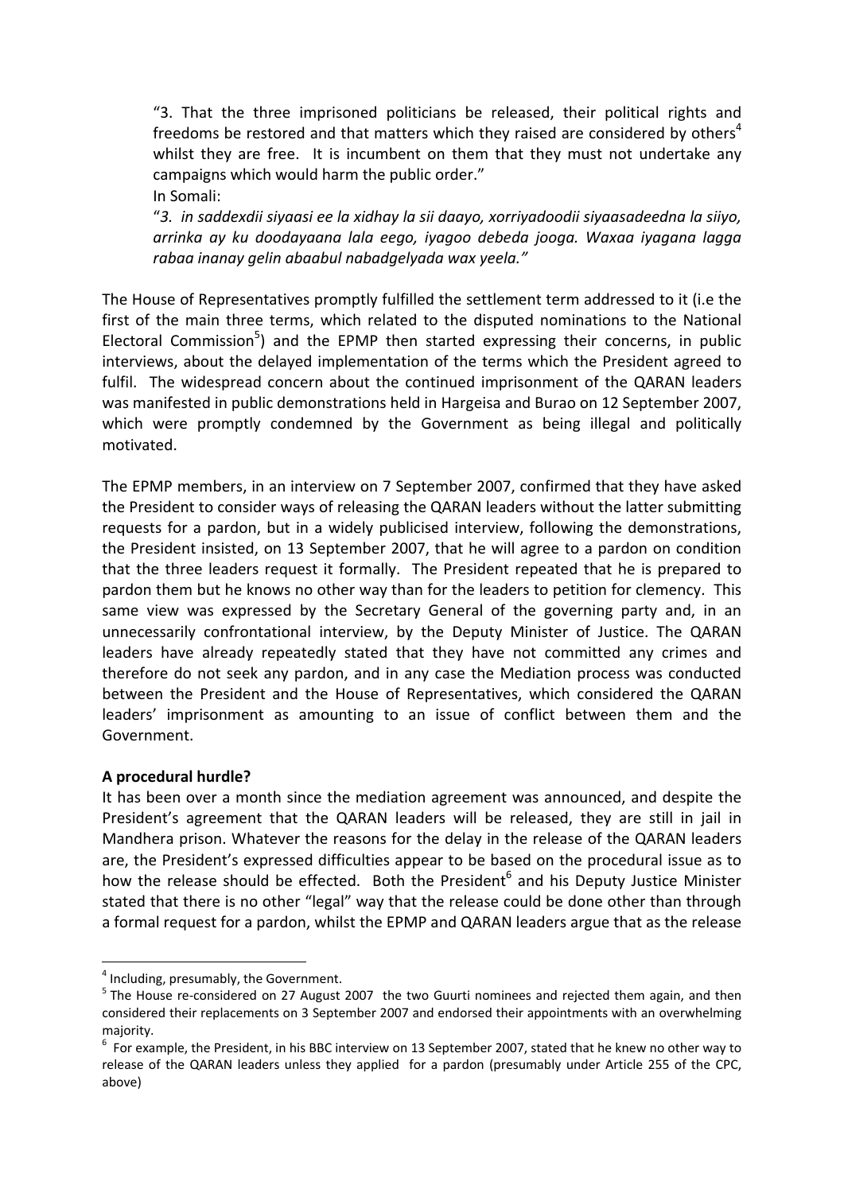"3. That the three imprisoned politicians be released, their political rights and freedoms be restored and that matters which they raised are considered by others[4] whilst they are free. It is incumbent on them that they must not undertake any campaigns which would harm the public order."

In Somali:

"*3. in saddexdii siyaasi ee la xidhay la sii daayo, xorriyadoodii siyaasadeedna la siiyo, arrinka ay ku doodayaana lala eego, iyagoo debeda jooga. Waxaa iyagana lagga rabaa inanay gelin abaabul nabadgelyada wax yeela."*

The House of Representatives promptly fulfilled the settlement term addressed to it (i.e the first of the main three terms, which related to the disputed nominations to the National Electoral Commission[5]) and the EPMP then started expressing their concerns, in public interviews, about the delayed implementation of the terms which the President agreed to fulfil. The widespread concern about the continued imprisonment of the QARAN leaders was manifested in public demonstrations held in Hargeisa and Burao on 12 September 2007, which were promptly condemned by the Government as being illegal and politically motivated.

The EPMP members, in an interview on 7 September 2007, confirmed that they have asked the President to consider ways of releasing the QARAN leaders without the latter submitting requests for a pardon, but in a widely publicised interview, following the demonstrations, the President insisted, on 13 September 2007, that he will agree to a pardon on condition that the three leaders request it formally. The President repeated that he is prepared to pardon them but he knows no other way than for the leaders to petition for clemency. This same view was expressed by the Secretary General of the governing party and, in an unnecessarily confrontational interview, by the Deputy Minister of Justice. The QARAN leaders have already repeatedly stated that they have not committed any crimes and therefore do not seek any pardon, and in any case the Mediation process was conducted between the President and the House of Representatives, which considered the QARAN leaders' imprisonment as amounting to an issue of conflict between them and the Government.

**A procedural hurdle?**

It has been over a month since the mediation agreement was announced, and despite the President's agreement that the QARAN leaders will be released, they are still in jail in Mandhera prison. Whatever the reasons for the delay in the release of the QARAN leaders are, the President's expressed difficulties appear to be based on the procedural issue as to how the release should be effected. Both the President[6] and his Deputy Justice Minister stated that there is no other "legal" way that the release could be done other than through a formal request for a pardon, whilst the EPMP and QARAN leaders argue that as the release

---

[4] Including, presumably, the Government.

[5] The House re-considered on 27 August 2007 the two Guurti nominees and rejected them again, and then considered their replacements on 3 September 2007 and endorsed their appointments with an overwhelming majority.

[6] For example, the President, in his BBC interview on 13 September 2007, stated that he knew no other way to release of the QARAN leaders unless they applied for a pardon (presumably under Article 255 of the CPC, above)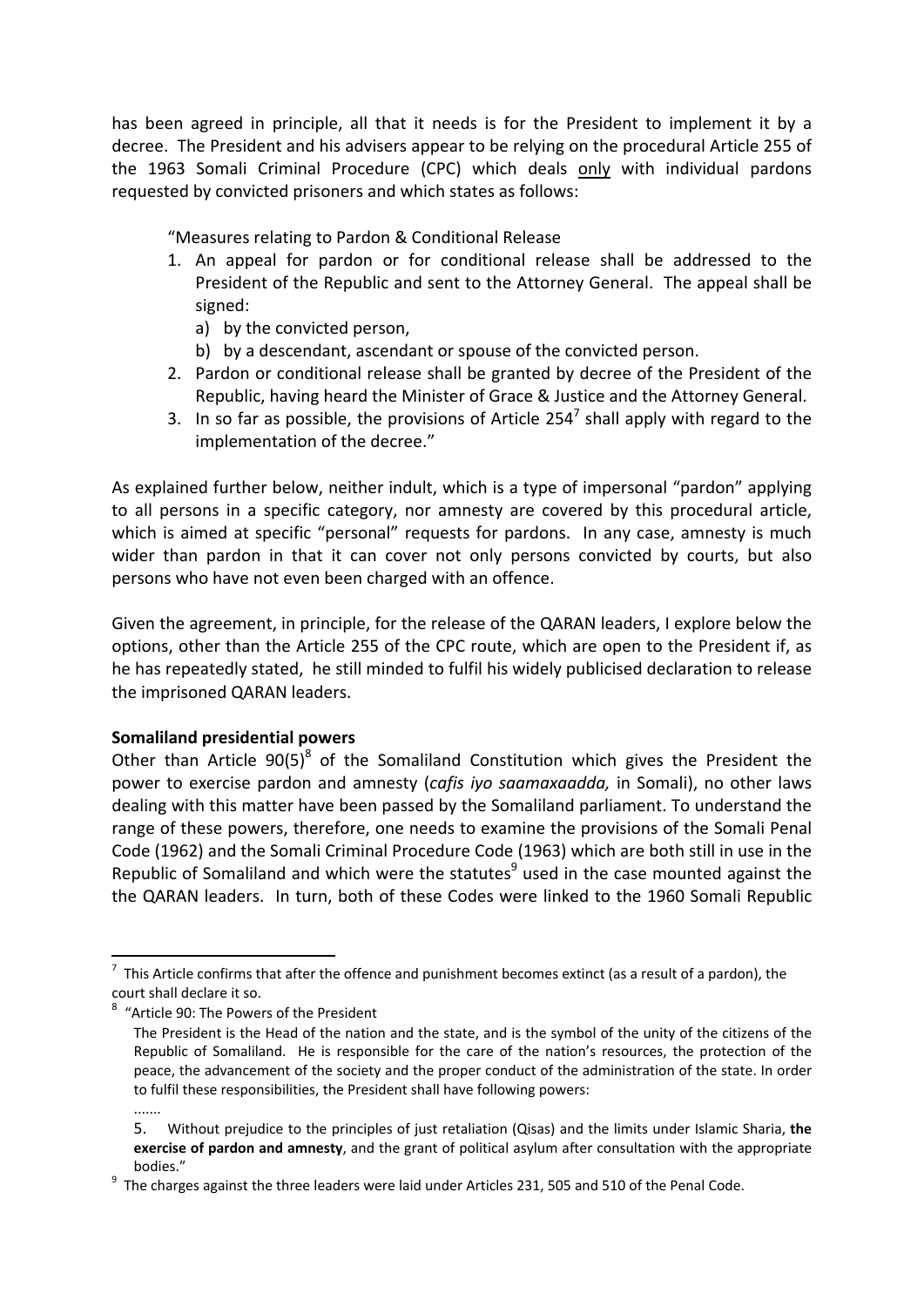has been agreed in principle, all that it needs is for the President to implement it by a decree. The President and his advisers appear to be relying on the procedural Article 255 of the 1963 Somali Criminal Procedure (CPC) which deals only with individual pardons requested by convicted prisoners and which states as follows:

> "Measures relating to Pardon & Conditional Release
> 1. An appeal for pardon or for conditional release shall be addressed to the President of the Republic and sent to the Attorney General. The appeal shall be signed:
>    a) by the convicted person,
>    b) by a descendant, ascendant or spouse of the convicted person.
> 2. Pardon or conditional release shall be granted by decree of the President of the Republic, having heard the Minister of Grace & Justice and the Attorney General.
> 3. In so far as possible, the provisions of Article 254[7] shall apply with regard to the implementation of the decree."

As explained further below, neither indult, which is a type of impersonal "pardon" applying to all persons in a specific category, nor amnesty are covered by this procedural article, which is aimed at specific "personal" requests for pardons. In any case, amnesty is much wider than pardon in that it can cover not only persons convicted by courts, but also persons who have not even been charged with an offence.

Given the agreement, in principle, for the release of the QARAN leaders, I explore below the options, other than the Article 255 of the CPC route, which are open to the President if, as he has repeatedly stated, he still minded to fulfil his widely publicised declaration to release the imprisoned QARAN leaders.

**Somaliland presidential powers**

Other than Article 90(5)[8] of the Somaliland Constitution which gives the President the power to exercise pardon and amnesty (*cafis iyo saamaxaadda,* in Somali), no other laws dealing with this matter have been passed by the Somaliland parliament. To understand the range of these powers, therefore, one needs to examine the provisions of the Somali Penal Code (1962) and the Somali Criminal Procedure Code (1963) which are both still in use in the Republic of Somaliland and which were the statutes[9] used in the case mounted against the the QARAN leaders. In turn, both of these Codes were linked to the 1960 Somali Republic

---

[7] This Article confirms that after the offence and punishment becomes extinct (as a result of a pardon), the court shall declare it so.

[8] "Article 90: The Powers of the President

The President is the Head of the nation and the state, and is the symbol of the unity of the citizens of the Republic of Somaliland. He is responsible for the care of the nation's resources, the protection of the peace, the advancement of the society and the proper conduct of the administration of the state. In order to fulfil these responsibilities, the President shall have following powers:

.......

5. Without prejudice to the principles of just retaliation (Qisas) and the limits under Islamic Sharia, **the exercise of pardon and amnesty**, and the grant of political asylum after consultation with the appropriate bodies."

[9] The charges against the three leaders were laid under Articles 231, 505 and 510 of the Penal Code.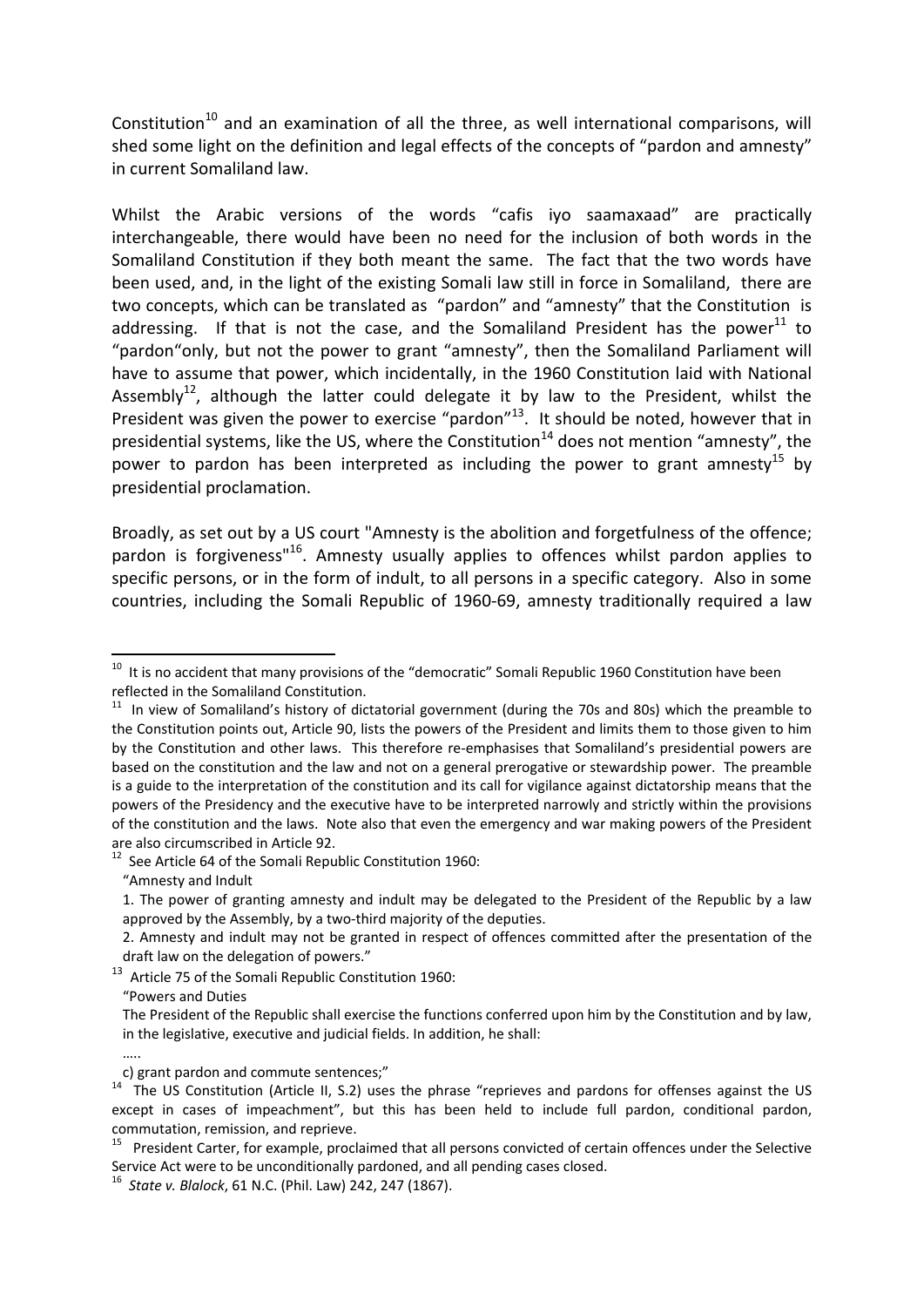Constitution[10] and an examination of all the three, as well international comparisons, will shed some light on the definition and legal effects of the concepts of "pardon and amnesty" in current Somaliland law.

Whilst the Arabic versions of the words "cafis iyo saamaxaad" are practically interchangeable, there would have been no need for the inclusion of both words in the Somaliland Constitution if they both meant the same. The fact that the two words have been used, and, in the light of the existing Somali law still in force in Somaliland, there are two concepts, which can be translated as "pardon" and "amnesty" that the Constitution is addressing. If that is not the case, and the Somaliland President has the power[11] to "pardon"only, but not the power to grant "amnesty", then the Somaliland Parliament will have to assume that power, which incidentally, in the 1960 Constitution laid with National Assembly[12], although the latter could delegate it by law to the President, whilst the President was given the power to exercise "pardon"[13]. It should be noted, however that in presidential systems, like the US, where the Constitution[14] does not mention "amnesty", the power to pardon has been interpreted as including the power to grant amnesty[15] by presidential proclamation.

Broadly, as set out by a US court "Amnesty is the abolition and forgetfulness of the offence; pardon is forgiveness"[16]. Amnesty usually applies to offences whilst pardon applies to specific persons, or in the form of indult, to all persons in a specific category. Also in some countries, including the Somali Republic of 1960-69, amnesty traditionally required a law

---

[10] It is no accident that many provisions of the "democratic" Somali Republic 1960 Constitution have been reflected in the Somaliland Constitution.

[11] In view of Somaliland's history of dictatorial government (during the 70s and 80s) which the preamble to the Constitution points out, Article 90, lists the powers of the President and limits them to those given to him by the Constitution and other laws. This therefore re-emphasises that Somaliland's presidential powers are based on the constitution and the law and not on a general prerogative or stewardship power. The preamble is a guide to the interpretation of the constitution and its call for vigilance against dictatorship means that the powers of the Presidency and the executive have to be interpreted narrowly and strictly within the provisions of the constitution and the laws. Note also that even the emergency and war making powers of the President are also circumscribed in Article 92.

[12] See Article 64 of the Somali Republic Constitution 1960:

"Amnesty and Indult

1. The power of granting amnesty and indult may be delegated to the President of the Republic by a law approved by the Assembly, by a two-third majority of the deputies.

2. Amnesty and indult may not be granted in respect of offences committed after the presentation of the draft law on the delegation of powers."

[13] Article 75 of the Somali Republic Constitution 1960:

"Powers and Duties

The President of the Republic shall exercise the functions conferred upon him by the Constitution and by law, in the legislative, executive and judicial fields. In addition, he shall:

…..

c) grant pardon and commute sentences;"

[14] The US Constitution (Article II, S.2) uses the phrase "reprieves and pardons for offenses against the US except in cases of impeachment", but this has been held to include full pardon, conditional pardon, commutation, remission, and reprieve.

[15] President Carter, for example, proclaimed that all persons convicted of certain offences under the Selective Service Act were to be unconditionally pardoned, and all pending cases closed.

[16] *State v. Blalock*, 61 N.C. (Phil. Law) 242, 247 (1867).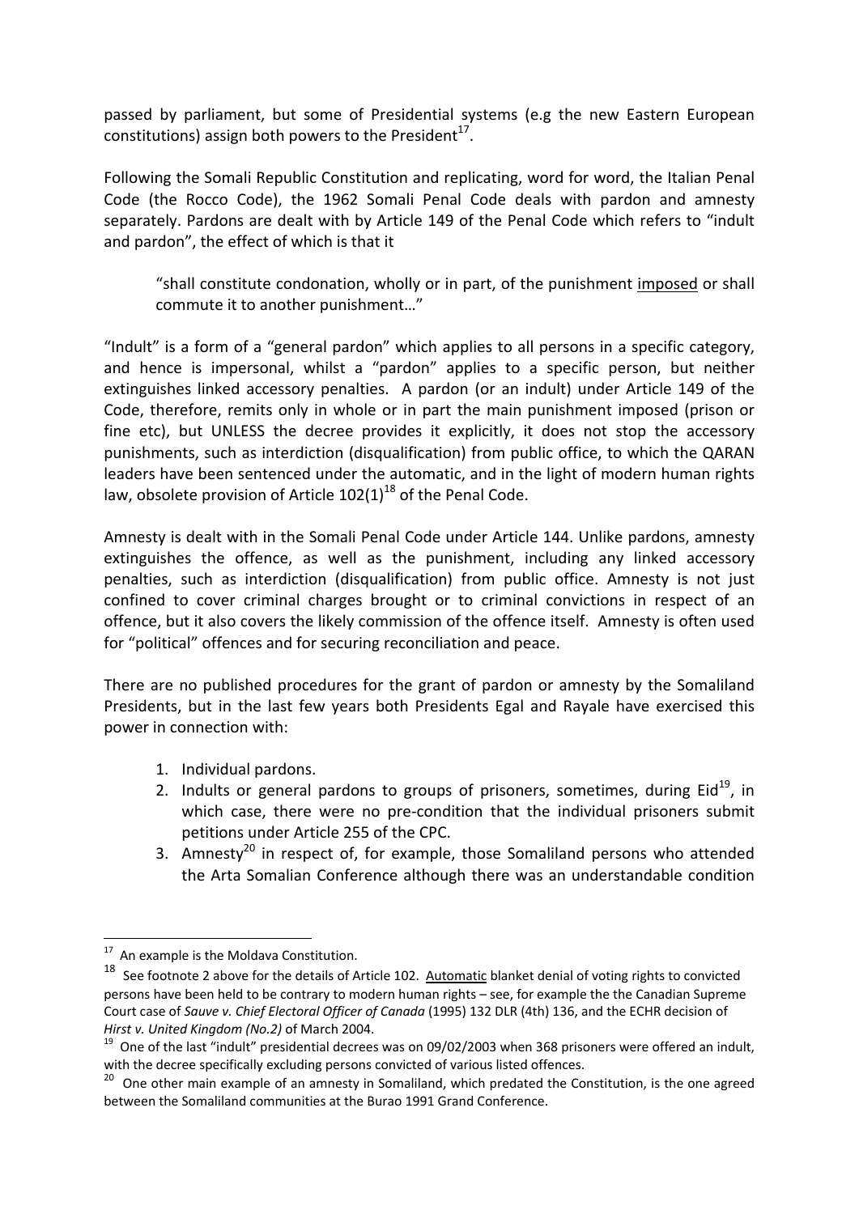passed by parliament, but some of Presidential systems (e.g the new Eastern European constitutions) assign both powers to the President[17].

Following the Somali Republic Constitution and replicating, word for word, the Italian Penal Code (the Rocco Code), the 1962 Somali Penal Code deals with pardon and amnesty separately. Pardons are dealt with by Article 149 of the Penal Code which refers to "indult and pardon", the effect of which is that it

> "shall constitute condonation, wholly or in part, of the punishment <u>imposed</u> or shall commute it to another punishment…"

"Indult" is a form of a "general pardon" which applies to all persons in a specific category, and hence is impersonal, whilst a "pardon" applies to a specific person, but neither extinguishes linked accessory penalties. A pardon (or an indult) under Article 149 of the Code, therefore, remits only in whole or in part the main punishment imposed (prison or fine etc), but UNLESS the decree provides it explicitly, it does not stop the accessory punishments, such as interdiction (disqualification) from public office, to which the QARAN leaders have been sentenced under the automatic, and in the light of modern human rights law, obsolete provision of Article 102(1)[18] of the Penal Code.

Amnesty is dealt with in the Somali Penal Code under Article 144. Unlike pardons, amnesty extinguishes the offence, as well as the punishment, including any linked accessory penalties, such as interdiction (disqualification) from public office. Amnesty is not just confined to cover criminal charges brought or to criminal convictions in respect of an offence, but it also covers the likely commission of the offence itself. Amnesty is often used for "political" offences and for securing reconciliation and peace.

There are no published procedures for the grant of pardon or amnesty by the Somaliland Presidents, but in the last few years both Presidents Egal and Rayale have exercised this power in connection with:

1. Individual pardons.
2. Indults or general pardons to groups of prisoners, sometimes, during Eid[19], in which case, there were no pre-condition that the individual prisoners submit petitions under Article 255 of the CPC.
3. Amnesty[20] in respect of, for example, those Somaliland persons who attended the Arta Somalian Conference although there was an understandable condition

---

[17] An example is the Moldava Constitution.

[18] See footnote 2 above for the details of Article 102. <u>Automatic</u> blanket denial of voting rights to convicted persons have been held to be contrary to modern human rights – see, for example the the Canadian Supreme Court case of *Sauve v. Chief Electoral Officer of Canada* (1995) 132 DLR (4th) 136, and the ECHR decision of *Hirst v. United Kingdom (No.2)* of March 2004.

[19] One of the last "indult" presidential decrees was on 09/02/2003 when 368 prisoners were offered an indult, with the decree specifically excluding persons convicted of various listed offences.

[20] One other main example of an amnesty in Somaliland, which predated the Constitution, is the one agreed between the Somaliland communities at the Burao 1991 Grand Conference.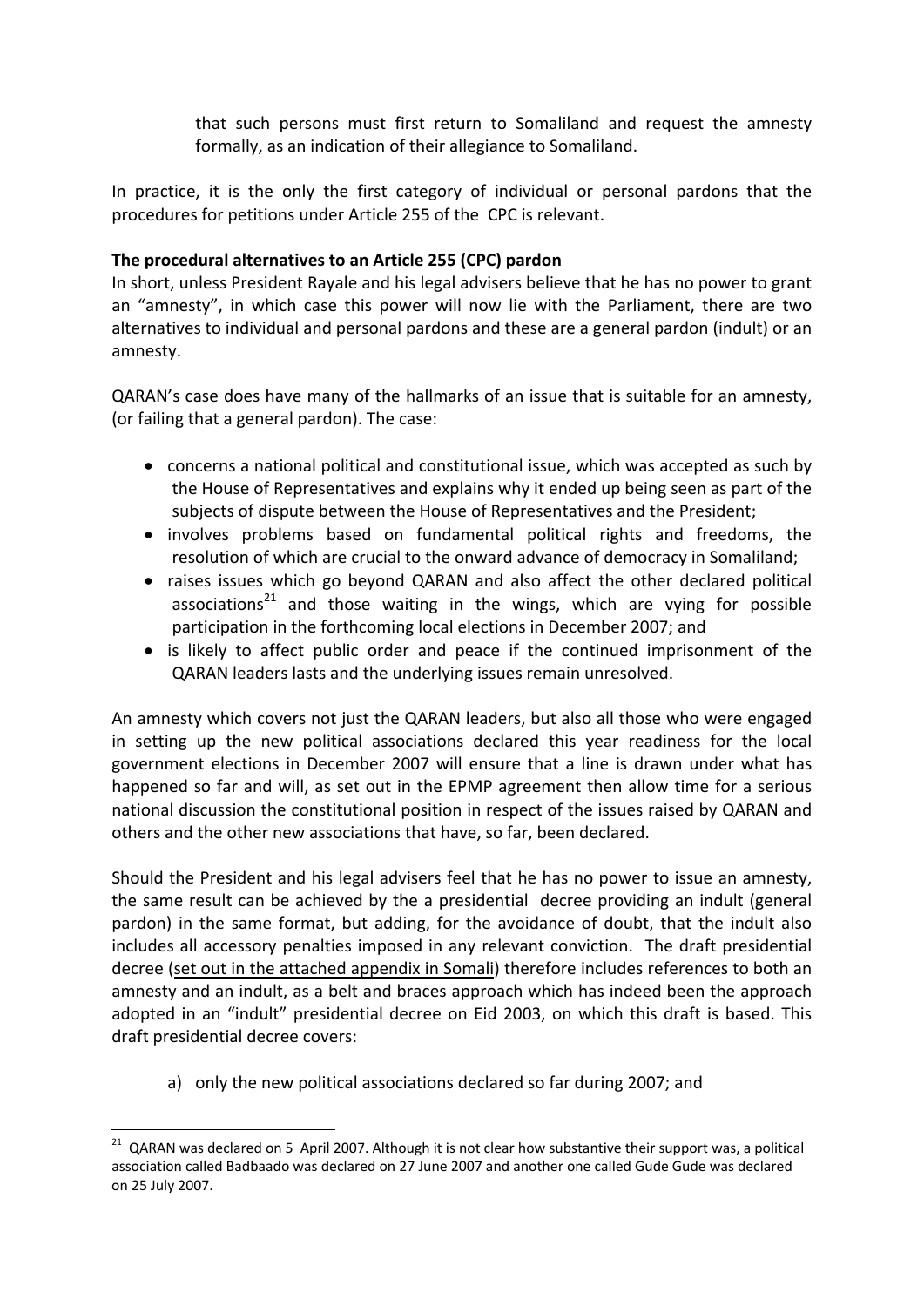that such persons must first return to Somaliland and request the amnesty formally, as an indication of their allegiance to Somaliland.

In practice, it is the only the first category of individual or personal pardons that the procedures for petitions under Article 255 of the CPC is relevant.

**The procedural alternatives to an Article 255 (CPC) pardon**

In short, unless President Rayale and his legal advisers believe that he has no power to grant an "amnesty", in which case this power will now lie with the Parliament, there are two alternatives to individual and personal pardons and these are a general pardon (indult) or an amnesty.

QARAN's case does have many of the hallmarks of an issue that is suitable for an amnesty, (or failing that a general pardon). The case:

- concerns a national political and constitutional issue, which was accepted as such by the House of Representatives and explains why it ended up being seen as part of the subjects of dispute between the House of Representatives and the President;
- involves problems based on fundamental political rights and freedoms, the resolution of which are crucial to the onward advance of democracy in Somaliland;
- raises issues which go beyond QARAN and also affect the other declared political associations[21] and those waiting in the wings, which are vying for possible participation in the forthcoming local elections in December 2007; and
- is likely to affect public order and peace if the continued imprisonment of the QARAN leaders lasts and the underlying issues remain unresolved.

An amnesty which covers not just the QARAN leaders, but also all those who were engaged in setting up the new political associations declared this year readiness for the local government elections in December 2007 will ensure that a line is drawn under what has happened so far and will, as set out in the EPMP agreement then allow time for a serious national discussion the constitutional position in respect of the issues raised by QARAN and others and the other new associations that have, so far, been declared.

Should the President and his legal advisers feel that he has no power to issue an amnesty, the same result can be achieved by the a presidential decree providing an indult (general pardon) in the same format, but adding, for the avoidance of doubt, that the indult also includes all accessory penalties imposed in any relevant conviction. The draft presidential decree (set out in the attached appendix in Somali) therefore includes references to both an amnesty and an indult, as a belt and braces approach which has indeed been the approach adopted in an "indult" presidential decree on Eid 2003, on which this draft is based. This draft presidential decree covers:

a) only the new political associations declared so far during 2007; and

[21] QARAN was declared on 5 April 2007. Although it is not clear how substantive their support was, a political association called Badbaado was declared on 27 June 2007 and another one called Gude Gude was declared on 25 July 2007.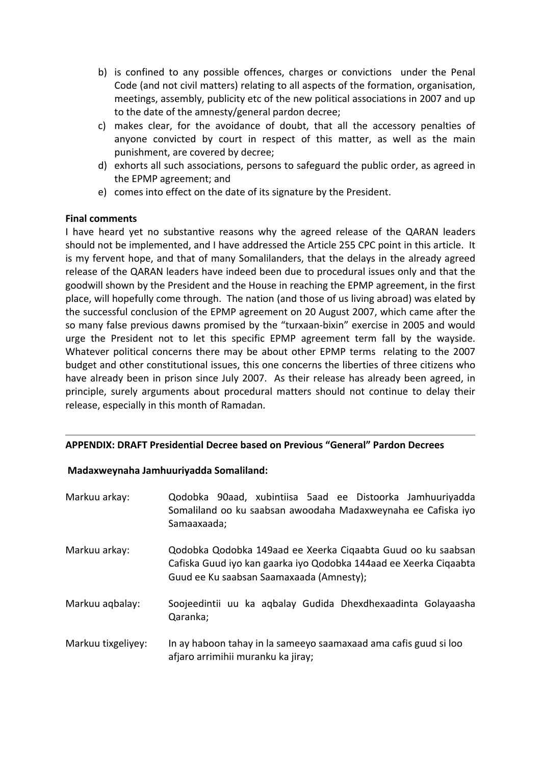b) is confined to any possible offences, charges or convictions under the Penal Code (and not civil matters) relating to all aspects of the formation, organisation, meetings, assembly, publicity etc of the new political associations in 2007 and up to the date of the amnesty/general pardon decree;
c) makes clear, for the avoidance of doubt, that all the accessory penalties of anyone convicted by court in respect of this matter, as well as the main punishment, are covered by decree;
d) exhorts all such associations, persons to safeguard the public order, as agreed in the EPMP agreement; and
e) comes into effect on the date of its signature by the President.

**Final comments**

I have heard yet no substantive reasons why the agreed release of the QARAN leaders should not be implemented, and I have addressed the Article 255 CPC point in this article. It is my fervent hope, and that of many Somalilanders, that the delays in the already agreed release of the QARAN leaders have indeed been due to procedural issues only and that the goodwill shown by the President and the House in reaching the EPMP agreement, in the first place, will hopefully come through. The nation (and those of us living abroad) was elated by the successful conclusion of the EPMP agreement on 20 August 2007, which came after the so many false previous dawns promised by the "turxaan-bixin" exercise in 2005 and would urge the President not to let this specific EPMP agreement term fall by the wayside. Whatever political concerns there may be about other EPMP terms relating to the 2007 budget and other constitutional issues, this one concerns the liberties of three citizens who have already been in prison since July 2007. As their release has already been agreed, in principle, surely arguments about procedural matters should not continue to delay their release, especially in this month of Ramadan.

---

**APPENDIX: DRAFT Presidential Decree based on Previous "General" Pardon Decrees**

**Madaxweynaha Jamhuuriyadda Somaliland:**

| | |
|---|---|
| Markuu arkay: | Qodobka 90aad, xubintiisa 5aad ee Distoorka Jamhuuriyadda Somaliland oo ku saabsan awoodaha Madaxweynaha ee Cafiska iyo Samaaxaada; |
| Markuu arkay: | Qodobka Qodobka 149aad ee Xeerka Ciqaabta Guud oo ku saabsan Cafiska Guud iyo kan gaarka iyo Qodobka 144aad ee Xeerka Ciqaabta Guud ee Ku saabsan Saamaxaada (Amnesty); |
| Markuu aqbalay: | Soojeedintii uu ka aqbalay Gudida Dhexdhexaadinta Golayaasha Qaranka; |
| Markuu tixgeliyey: | In ay haboon tahay in la sameeyo saamaxaad ama cafis guud si loo afjaro arrimihii muranku ka jiray; |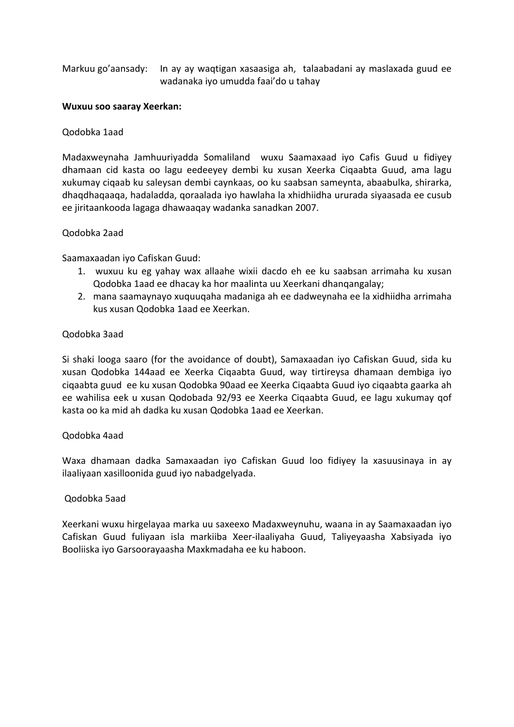Markuu go'aansady: In ay ay waqtigan xasaasiga ah, talaabadani ay maslaxada guud ee wadanaka iyo umudda faai'do u tahay

**Wuxuu soo saaray Xeerkan:**

Qodobka 1aad

Madaxweynaha Jamhuuriyadda Somaliland wuxu Saamaxaad iyo Cafis Guud u fidiyey dhamaan cid kasta oo lagu eedeeyey dembi ku xusan Xeerka Ciqaabta Guud, ama lagu xukumay ciqaab ku saleysan dembi caynkaas, oo ku saabsan sameynta, abaabulka, shirarka, dhaqdhaqaaqa, hadaladda, qoraalada iyo hawlaha la xhidhiidha ururada siyaasada ee cusub ee jiritaankooda lagaga dhawaaqay wadanka sanadkan 2007.

Qodobka 2aad

Saamaxaadan iyo Cafiskan Guud:

1. wuxuu ku eg yahay wax allaahe wixii dacdo eh ee ku saabsan arrimaha ku xusan Qodobka 1aad ee dhacay ka hor maalinta uu Xeerkani dhanqangalay;
2. mana saamaynayo xuquuqaha madaniga ah ee dadweynaha ee la xidhiidha arrimaha kus xusan Qodobka 1aad ee Xeerkan.

Qodobka 3aad

Si shaki looga saaro (for the avoidance of doubt), Samaxaadan iyo Cafiskan Guud, sida ku xusan Qodobka 144aad ee Xeerka Ciqaabta Guud, way tirtireysa dhamaan dembiga iyo ciqaabta guud ee ku xusan Qodobka 90aad ee Xeerka Ciqaabta Guud iyo ciqaabta gaarka ah ee wahilisa eek u xusan Qodobada 92/93 ee Xeerka Ciqaabta Guud, ee lagu xukumay qof kasta oo ka mid ah dadka ku xusan Qodobka 1aad ee Xeerkan.

Qodobka 4aad

Waxa dhamaan dadka Samaxaadan iyo Cafiskan Guud loo fidiyey la xasuusinaya in ay ilaaliyaan xasilloonida guud iyo nabadgelyada.

Qodobka 5aad

Xeerkani wuxu hirgelayaa marka uu saxeexo Madaxweynuhu, waana in ay Saamaxaadan iyo Cafiskan Guud fuliyaan isla markiiba Xeer-ilaaliyaha Guud, Taliyeyaasha Xabsiyada iyo Booliiska iyo Garsoorayaasha Maxkmadaha ee ku haboon.